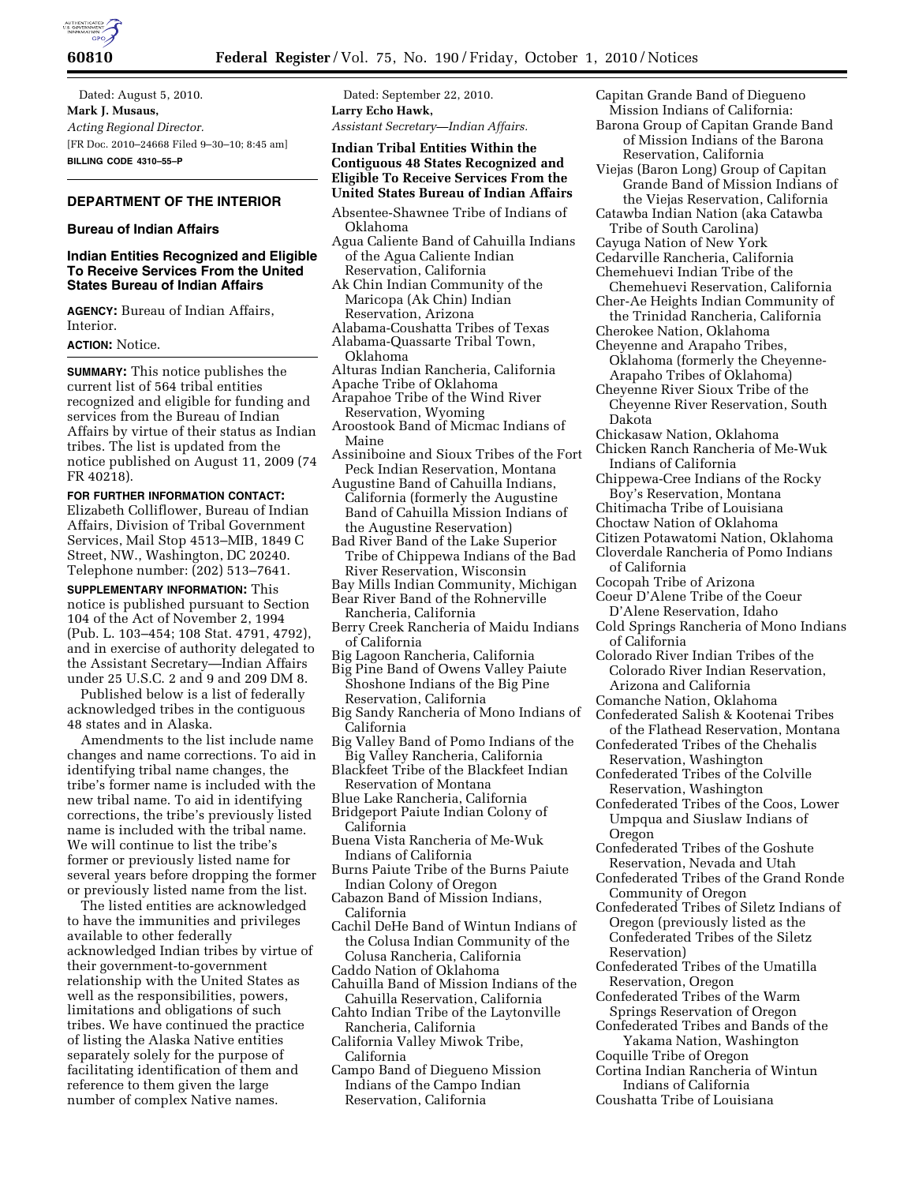Dated: August 5, 2010.

**Mark J. Musaus,**

*Acting Regional Director.*

[FR Doc. 2010–24668 Filed 9–30–10; 8:45 am]

**BILLING CODE 4310–55–P**

## DEPARTMENT OF THE INTERIOR

### Bureau of Indian Affairs

### Indian Entities Recognized and Eligible To Receive Services From the United States Bureau of Indian Affairs

**AGENCY:** Bureau of Indian Affairs, Interior.

**ACTION:** Notice.

**SUMMARY:** This notice publishes the current list of 564 tribal entities recognized and eligible for funding and services from the Bureau of Indian Affairs by virtue of their status as Indian tribes. The list is updated from the notice published on August 11, 2009 (74 FR 40218).

**FOR FURTHER INFORMATION CONTACT:** Elizabeth Colliflower, Bureau of Indian Affairs, Division of Tribal Government Services, Mail Stop 4513–MIB, 1849 C Street, NW., Washington, DC 20240. Telephone number: (202) 513–7641.

**SUPPLEMENTARY INFORMATION:** This notice is published pursuant to Section 104 of the Act of November 2, 1994 (Pub. L. 103–454; 108 Stat. 4791, 4792), and in exercise of authority delegated to the Assistant Secretary—Indian Affairs under 25 U.S.C. 2 and 9 and 209 DM 8.

Published below is a list of federally acknowledged tribes in the contiguous 48 states and in Alaska.

Amendments to the list include name changes and name corrections. To aid in identifying tribal name changes, the tribe's former name is included with the new tribal name. To aid in identifying corrections, the tribe's previously listed name is included with the tribal name. We will continue to list the tribe's former or previously listed name for several years before dropping the former or previously listed name from the list.

The listed entities are acknowledged to have the immunities and privileges available to other federally acknowledged Indian tribes by virtue of their government-to-government relationship with the United States as well as the responsibilities, powers, limitations and obligations of such tribes. We have continued the practice of listing the Alaska Native entities separately solely for the purpose of facilitating identification of them and reference to them given the large number of complex Native names.

Dated: September 22, 2010.

**Larry Echo Hawk,**

*Assistant Secretary—Indian Affairs.*

### Indian Tribal Entities Within the Contiguous 48 States Recognized and Eligible To Receive Services From the United States Bureau of Indian Affairs

Absentee-Shawnee Tribe of Indians of Oklahoma
Agua Caliente Band of Cahuilla Indians of the Agua Caliente Indian Reservation, California
Ak Chin Indian Community of the Maricopa (Ak Chin) Indian Reservation, Arizona
Alabama-Coushatta Tribes of Texas
Alabama-Quassarte Tribal Town, Oklahoma
Alturas Indian Rancheria, California
Apache Tribe of Oklahoma
Arapahoe Tribe of the Wind River Reservation, Wyoming
Aroostook Band of Micmac Indians of Maine
Assiniboine and Sioux Tribes of the Fort Peck Indian Reservation, Montana
Augustine Band of Cahuilla Indians, California (formerly the Augustine Band of Cahuilla Mission Indians of the Augustine Reservation)
Bad River Band of the Lake Superior Tribe of Chippewa Indians of the Bad River Reservation, Wisconsin
Bay Mills Indian Community, Michigan
Bear River Band of the Rohnerville Rancheria, California
Berry Creek Rancheria of Maidu Indians of California
Big Lagoon Rancheria, California
Big Pine Band of Owens Valley Paiute Shoshone Indians of the Big Pine Reservation, California
Big Sandy Rancheria of Mono Indians of California
Big Valley Band of Pomo Indians of the Big Valley Rancheria, California
Blackfeet Tribe of the Blackfeet Indian Reservation of Montana
Blue Lake Rancheria, California
Bridgeport Paiute Indian Colony of California
Buena Vista Rancheria of Me-Wuk Indians of California
Burns Paiute Tribe of the Burns Paiute Indian Colony of Oregon
Cabazon Band of Mission Indians, California
Cachil DeHe Band of Wintun Indians of the Colusa Indian Community of the Colusa Rancheria, California
Caddo Nation of Oklahoma
Cahuilla Band of Mission Indians of the Cahuilla Reservation, California
Cahto Indian Tribe of the Laytonville Rancheria, California
California Valley Miwok Tribe, California
Campo Band of Diegueno Mission Indians of the Campo Indian Reservation, California
Capitan Grande Band of Diegueno Mission Indians of California:
Barona Group of Capitan Grande Band of Mission Indians of the Barona Reservation, California
Viejas (Baron Long) Group of Capitan Grande Band of Mission Indians of the Viejas Reservation, California
Catawba Indian Nation (aka Catawba Tribe of South Carolina)
Cayuga Nation of New York
Cedarville Rancheria, California
Chemehuevi Indian Tribe of the Chemehuevi Reservation, California
Cher-Ae Heights Indian Community of the Trinidad Rancheria, California
Cherokee Nation, Oklahoma
Cheyenne and Arapaho Tribes, Oklahoma (formerly the Cheyenne-Arapaho Tribes of Oklahoma)
Cheyenne River Sioux Tribe of the Cheyenne River Reservation, South Dakota
Chickasaw Nation, Oklahoma
Chicken Ranch Rancheria of Me-Wuk Indians of California
Chippewa-Cree Indians of the Rocky Boy's Reservation, Montana
Chitimacha Tribe of Louisiana
Choctaw Nation of Oklahoma
Citizen Potawatomi Nation, Oklahoma
Cloverdale Rancheria of Pomo Indians of California
Cocopah Tribe of Arizona
Coeur D'Alene Tribe of the Coeur D'Alene Reservation, Idaho
Cold Springs Rancheria of Mono Indians of California
Colorado River Indian Tribes of the Colorado River Indian Reservation, Arizona and California
Comanche Nation, Oklahoma
Confederated Salish & Kootenai Tribes of the Flathead Reservation, Montana
Confederated Tribes of the Chehalis Reservation, Washington
Confederated Tribes of the Colville Reservation, Washington
Confederated Tribes of the Coos, Lower Umpqua and Siuslaw Indians of Oregon
Confederated Tribes of the Goshute Reservation, Nevada and Utah
Confederated Tribes of the Grand Ronde Community of Oregon
Confederated Tribes of Siletz Indians of Oregon (previously listed as the Confederated Tribes of the Siletz Reservation)
Confederated Tribes of the Umatilla Reservation, Oregon
Confederated Tribes of the Warm Springs Reservation of Oregon
Confederated Tribes and Bands of the Yakama Nation, Washington
Coquille Tribe of Oregon
Cortina Indian Rancheria of Wintun Indians of California
Coushatta Tribe of Louisiana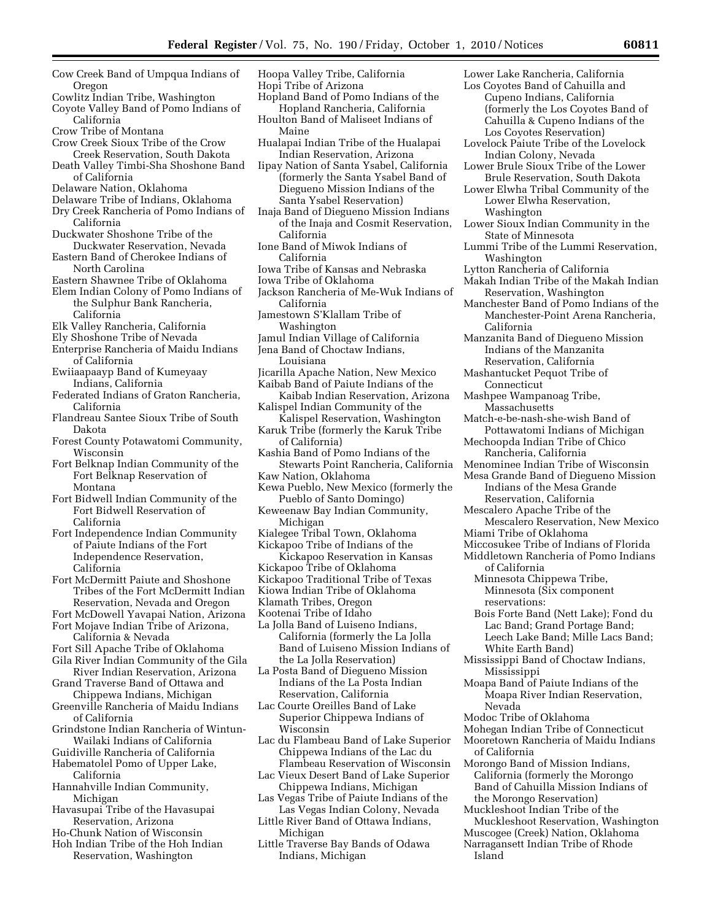Cow Creek Band of Umpqua Indians of Oregon
Cowlitz Indian Tribe, Washington
Coyote Valley Band of Pomo Indians of California
Crow Tribe of Montana
Crow Creek Sioux Tribe of the Crow Creek Reservation, South Dakota
Death Valley Timbi-Sha Shoshone Band of California
Delaware Nation, Oklahoma
Delaware Tribe of Indians, Oklahoma
Dry Creek Rancheria of Pomo Indians of California
Duckwater Shoshone Tribe of the Duckwater Reservation, Nevada
Eastern Band of Cherokee Indians of North Carolina
Eastern Shawnee Tribe of Oklahoma
Elem Indian Colony of Pomo Indians of the Sulphur Bank Rancheria, California
Elk Valley Rancheria, California
Ely Shoshone Tribe of Nevada
Enterprise Rancheria of Maidu Indians of California
Ewiiaapaayp Band of Kumeyaay Indians, California
Federated Indians of Graton Rancheria, California
Flandreau Santee Sioux Tribe of South Dakota
Forest County Potawatomi Community, Wisconsin
Fort Belknap Indian Community of the Fort Belknap Reservation of Montana
Fort Bidwell Indian Community of the Fort Bidwell Reservation of California
Fort Independence Indian Community of Paiute Indians of the Fort Independence Reservation, California
Fort McDermitt Paiute and Shoshone Tribes of the Fort McDermitt Indian Reservation, Nevada and Oregon
Fort McDowell Yavapai Nation, Arizona
Fort Mojave Indian Tribe of Arizona, California & Nevada
Fort Sill Apache Tribe of Oklahoma
Gila River Indian Community of the Gila River Indian Reservation, Arizona
Grand Traverse Band of Ottawa and Chippewa Indians, Michigan
Greenville Rancheria of Maidu Indians of California
Grindstone Indian Rancheria of Wintun-Wailaki Indians of California
Guidiville Rancheria of California
Habematolel Pomo of Upper Lake, California
Hannahville Indian Community, Michigan
Havasupai Tribe of the Havasupai Reservation, Arizona
Ho-Chunk Nation of Wisconsin
Hoh Indian Tribe of the Hoh Indian Reservation, Washington
Hoopa Valley Tribe, California
Hopi Tribe of Arizona
Hopland Band of Pomo Indians of the Hopland Rancheria, California
Houlton Band of Maliseet Indians of Maine
Hualapai Indian Tribe of the Hualapai Indian Reservation, Arizona
Iipay Nation of Santa Ysabel, California (formerly the Santa Ysabel Band of Diegueno Mission Indians of the Santa Ysabel Reservation)
Inaja Band of Diegueno Mission Indians of the Inaja and Cosmit Reservation, California
Ione Band of Miwok Indians of California
Iowa Tribe of Kansas and Nebraska
Iowa Tribe of Oklahoma
Jackson Rancheria of Me-Wuk Indians of California
Jamestown S'Klallam Tribe of Washington
Jamul Indian Village of California
Jena Band of Choctaw Indians, Louisiana
Jicarilla Apache Nation, New Mexico
Kaibab Band of Paiute Indians of the Kaibab Indian Reservation, Arizona
Kalispel Indian Community of the Kalispel Reservation, Washington
Karuk Tribe (formerly the Karuk Tribe of California)
Kashia Band of Pomo Indians of the Stewarts Point Rancheria, California
Kaw Nation, Oklahoma
Kewa Pueblo, New Mexico (formerly the Pueblo of Santo Domingo)
Keweenaw Bay Indian Community, Michigan
Kialegee Tribal Town, Oklahoma
Kickapoo Tribe of Indians of the Kickapoo Reservation in Kansas
Kickapoo Tribe of Oklahoma
Kickapoo Traditional Tribe of Texas
Kiowa Indian Tribe of Oklahoma
Klamath Tribes, Oregon
Kootenai Tribe of Idaho
La Jolla Band of Luiseno Indians, California (formerly the La Jolla Band of Luiseno Mission Indians of the La Jolla Reservation)
La Posta Band of Diegueno Mission Indians of the La Posta Indian Reservation, California
Lac Courte Oreilles Band of Lake Superior Chippewa Indians of Wisconsin
Lac du Flambeau Band of Lake Superior Chippewa Indians of the Lac du Flambeau Reservation of Wisconsin
Lac Vieux Desert Band of Lake Superior Chippewa Indians, Michigan
Las Vegas Tribe of Paiute Indians of the Las Vegas Indian Colony, Nevada
Little River Band of Ottawa Indians, Michigan
Little Traverse Bay Bands of Odawa Indians, Michigan
Lower Lake Rancheria, California
Los Coyotes Band of Cahuilla and Cupeno Indians, California (formerly the Los Coyotes Band of Cahuilla & Cupeno Indians of the Los Coyotes Reservation)
Lovelock Paiute Tribe of the Lovelock Indian Colony, Nevada
Lower Brule Sioux Tribe of the Lower Brule Reservation, South Dakota
Lower Elwha Tribal Community of the Lower Elwha Reservation, Washington
Lower Sioux Indian Community in the State of Minnesota
Lummi Tribe of the Lummi Reservation, Washington
Lytton Rancheria of California
Makah Indian Tribe of the Makah Indian Reservation, Washington
Manchester Band of Pomo Indians of the Manchester-Point Arena Rancheria, California
Manzanita Band of Diegueno Mission Indians of the Manzanita Reservation, California
Mashantucket Pequot Tribe of Connecticut
Mashpee Wampanoag Tribe, Massachusetts
Match-e-be-nash-she-wish Band of Pottawatomi Indians of Michigan
Mechoopda Indian Tribe of Chico Rancheria, California
Menominee Indian Tribe of Wisconsin
Mesa Grande Band of Diegueno Mission Indians of the Mesa Grande Reservation, California
Mescalero Apache Tribe of the Mescalero Reservation, New Mexico
Miami Tribe of Oklahoma
Miccosukee Tribe of Indians of Florida
Middletown Rancheria of Pomo Indians of California
Minnesota Chippewa Tribe, Minnesota (Six component reservations: Bois Forte Band (Nett Lake); Fond du Lac Band; Grand Portage Band; Leech Lake Band; Mille Lacs Band; White Earth Band)
Mississippi Band of Choctaw Indians, Mississippi
Moapa Band of Paiute Indians of the Moapa River Indian Reservation, Nevada
Modoc Tribe of Oklahoma
Mohegan Indian Tribe of Connecticut
Mooretown Rancheria of Maidu Indians of California
Morongo Band of Mission Indians, California (formerly the Morongo Band of Cahuilla Mission Indians of the Morongo Reservation)
Muckleshoot Indian Tribe of the Muckleshoot Reservation, Washington
Muscogee (Creek) Nation, Oklahoma
Narragansett Indian Tribe of Rhode Island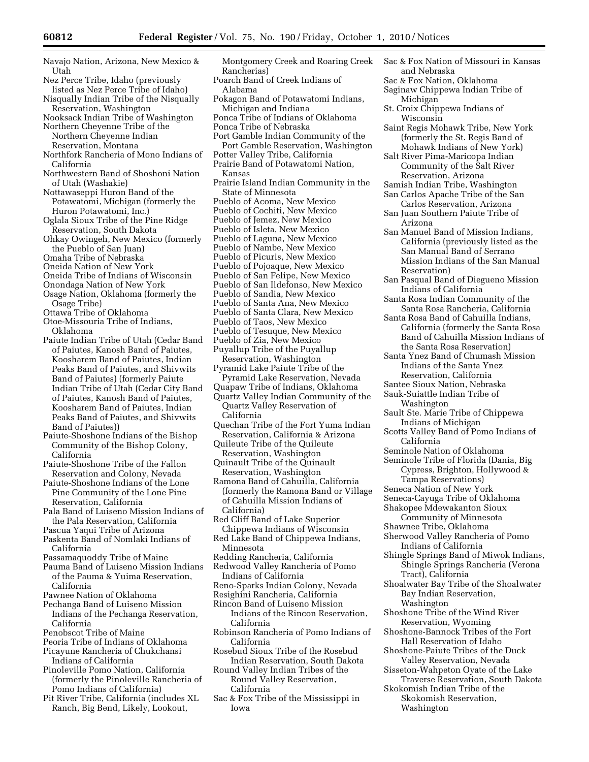Navajo Nation, Arizona, New Mexico & Utah
Nez Perce Tribe, Idaho (previously listed as Nez Perce Tribe of Idaho)
Nisqually Indian Tribe of the Nisqually Reservation, Washington
Nooksack Indian Tribe of Washington
Northern Cheyenne Tribe of the Northern Cheyenne Indian Reservation, Montana
Northfork Rancheria of Mono Indians of California
Northwestern Band of Shoshoni Nation of Utah (Washakie)
Nottawaseppi Huron Band of the Potawatomi, Michigan (formerly the Huron Potawatomi, Inc.)
Oglala Sioux Tribe of the Pine Ridge Reservation, South Dakota
Ohkay Owingeh, New Mexico (formerly the Pueblo of San Juan)
Omaha Tribe of Nebraska
Oneida Nation of New York
Oneida Tribe of Indians of Wisconsin
Onondaga Nation of New York
Osage Nation, Oklahoma (formerly the Osage Tribe)
Ottawa Tribe of Oklahoma
Otoe-Missouria Tribe of Indians, Oklahoma
Paiute Indian Tribe of Utah (Cedar Band of Paiutes, Kanosh Band of Paiutes, Koosharem Band of Paiutes, Indian Peaks Band of Paiutes, and Shivwits Band of Paiutes) (formerly Paiute Indian Tribe of Utah (Cedar City Band of Paiutes, Kanosh Band of Paiutes, Koosharem Band of Paiutes, Indian Peaks Band of Paiutes, and Shivwits Band of Paiutes))
Paiute-Shoshone Indians of the Bishop Community of the Bishop Colony, California
Paiute-Shoshone Tribe of the Fallon Reservation and Colony, Nevada
Paiute-Shoshone Indians of the Lone Pine Community of the Lone Pine Reservation, California
Pala Band of Luiseno Mission Indians of the Pala Reservation, California
Pascua Yaqui Tribe of Arizona
Paskenta Band of Nomlaki Indians of California
Passamaquoddy Tribe of Maine
Pauma Band of Luiseno Mission Indians of the Pauma & Yuima Reservation, California
Pawnee Nation of Oklahoma
Pechanga Band of Luiseno Mission Indians of the Pechanga Reservation, California
Penobscot Tribe of Maine
Peoria Tribe of Indians of Oklahoma
Picayune Rancheria of Chukchansi Indians of California
Pinoleville Pomo Nation, California (formerly the Pinoleville Rancheria of Pomo Indians of California)
Pit River Tribe, California (includes XL Ranch, Big Bend, Likely, Lookout, Montgomery Creek and Roaring Creek Rancherias)
Poarch Band of Creek Indians of Alabama
Pokagon Band of Potawatomi Indians, Michigan and Indiana
Ponca Tribe of Indians of Oklahoma
Ponca Tribe of Nebraska
Port Gamble Indian Community of the Port Gamble Reservation, Washington
Potter Valley Tribe, California
Prairie Band of Potawatomi Nation, Kansas
Prairie Island Indian Community in the State of Minnesota
Pueblo of Acoma, New Mexico
Pueblo of Cochiti, New Mexico
Pueblo of Jemez, New Mexico
Pueblo of Isleta, New Mexico
Pueblo of Laguna, New Mexico
Pueblo of Nambe, New Mexico
Pueblo of Picuris, New Mexico
Pueblo of Pojoaque, New Mexico
Pueblo of San Felipe, New Mexico
Pueblo of San Ildefonso, New Mexico
Pueblo of Sandia, New Mexico
Pueblo of Santa Ana, New Mexico
Pueblo of Santa Clara, New Mexico
Pueblo of Taos, New Mexico
Pueblo of Tesuque, New Mexico
Pueblo of Zia, New Mexico
Puyallup Tribe of the Puyallup Reservation, Washington
Pyramid Lake Paiute Tribe of the Pyramid Lake Reservation, Nevada
Quapaw Tribe of Indians, Oklahoma
Quartz Valley Indian Community of the Quartz Valley Reservation of California
Quechan Tribe of the Fort Yuma Indian Reservation, California & Arizona
Quileute Tribe of the Quileute Reservation, Washington
Quinault Tribe of the Quinault Reservation, Washington
Ramona Band of Cahuilla, California (formerly the Ramona Band or Village of Cahuilla Mission Indians of California)
Red Cliff Band of Lake Superior Chippewa Indians of Wisconsin
Red Lake Band of Chippewa Indians, Minnesota
Redding Rancheria, California
Redwood Valley Rancheria of Pomo Indians of California
Reno-Sparks Indian Colony, Nevada
Resighini Rancheria, California
Rincon Band of Luiseno Mission Indians of the Rincon Reservation, California
Robinson Rancheria of Pomo Indians of California
Rosebud Sioux Tribe of the Rosebud Indian Reservation, South Dakota
Round Valley Indian Tribes of the Round Valley Reservation, California
Sac & Fox Tribe of the Mississippi in Iowa
Sac & Fox Nation of Missouri in Kansas and Nebraska
Sac & Fox Nation, Oklahoma
Saginaw Chippewa Indian Tribe of Michigan
St. Croix Chippewa Indians of Wisconsin
Saint Regis Mohawk Tribe, New York (formerly the St. Regis Band of Mohawk Indians of New York)
Salt River Pima-Maricopa Indian Community of the Salt River Reservation, Arizona
Samish Indian Tribe, Washington
San Carlos Apache Tribe of the San Carlos Reservation, Arizona
San Juan Southern Paiute Tribe of Arizona
San Manuel Band of Mission Indians, California (previously listed as the San Manual Band of Serrano Mission Indians of the San Manual Reservation)
San Pasqual Band of Diegueno Mission Indians of California
Santa Rosa Indian Community of the Santa Rosa Rancheria, California
Santa Rosa Band of Cahuilla Indians, California (formerly the Santa Rosa Band of Cahuilla Mission Indians of the Santa Rosa Reservation)
Santa Ynez Band of Chumash Mission Indians of the Santa Ynez Reservation, California
Santee Sioux Nation, Nebraska
Sauk-Suiattle Indian Tribe of Washington
Sault Ste. Marie Tribe of Chippewa Indians of Michigan
Scotts Valley Band of Pomo Indians of California
Seminole Nation of Oklahoma
Seminole Tribe of Florida (Dania, Big Cypress, Brighton, Hollywood & Tampa Reservations)
Seneca Nation of New York
Seneca-Cayuga Tribe of Oklahoma
Shakopee Mdewakanton Sioux Community of Minnesota
Shawnee Tribe, Oklahoma
Sherwood Valley Rancheria of Pomo Indians of California
Shingle Springs Band of Miwok Indians, Shingle Springs Rancheria (Verona Tract), California
Shoalwater Bay Tribe of the Shoalwater Bay Indian Reservation, Washington
Shoshone Tribe of the Wind River Reservation, Wyoming
Shoshone-Bannock Tribes of the Fort Hall Reservation of Idaho
Shoshone-Paiute Tribes of the Duck Valley Reservation, Nevada
Sisseton-Wahpeton Oyate of the Lake Traverse Reservation, South Dakota
Skokomish Indian Tribe of the Skokomish Reservation, Washington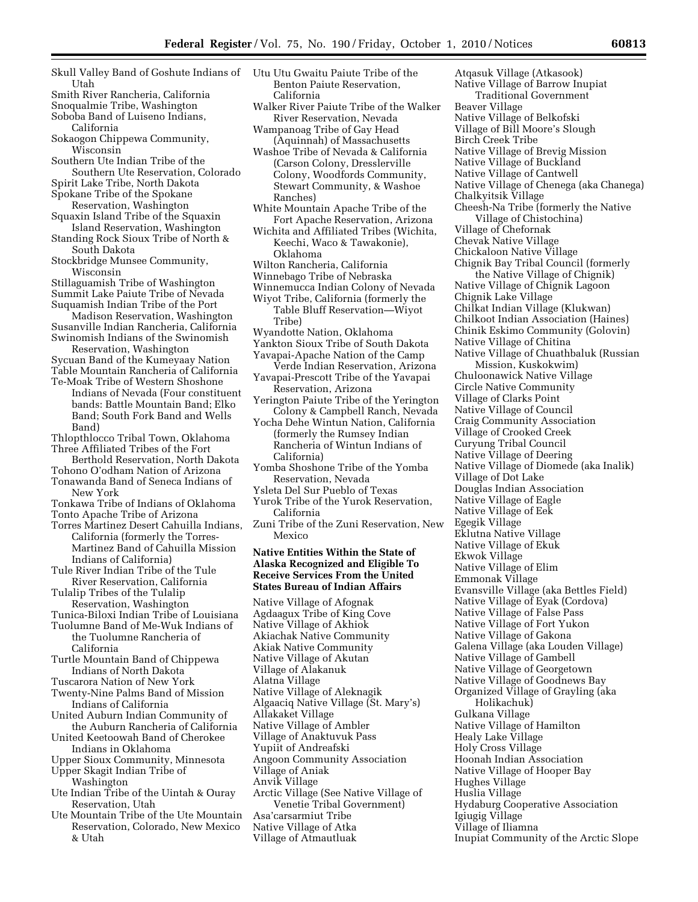Skull Valley Band of Goshute Indians of Utah
Smith River Rancheria, California
Snoqualmie Tribe, Washington
Soboba Band of Luiseno Indians, California
Sokaogon Chippewa Community, Wisconsin
Southern Ute Indian Tribe of the Southern Ute Reservation, Colorado
Spirit Lake Tribe, North Dakota
Spokane Tribe of the Spokane Reservation, Washington
Squaxin Island Tribe of the Squaxin Island Reservation, Washington
Standing Rock Sioux Tribe of North & South Dakota
Stockbridge Munsee Community, Wisconsin
Stillaguamish Tribe of Washington
Summit Lake Paiute Tribe of Nevada
Suquamish Indian Tribe of the Port Madison Reservation, Washington
Susanville Indian Rancheria, California
Swinomish Indians of the Swinomish Reservation, Washington
Sycuan Band of the Kumeyaay Nation
Table Mountain Rancheria of California
Te-Moak Tribe of Western Shoshone Indians of Nevada (Four constituent bands: Battle Mountain Band; Elko Band; South Fork Band and Wells Band)
Thlopthlocco Tribal Town, Oklahoma
Three Affiliated Tribes of the Fort Berthold Reservation, North Dakota
Tohono O'odham Nation of Arizona
Tonawanda Band of Seneca Indians of New York
Tonkawa Tribe of Indians of Oklahoma
Tonto Apache Tribe of Arizona
Torres Martinez Desert Cahuilla Indians, California (formerly the Torres-Martinez Band of Cahuilla Mission Indians of California)
Tule River Indian Tribe of the Tule River Reservation, California
Tulalip Tribes of the Tulalip Reservation, Washington
Tunica-Biloxi Indian Tribe of Louisiana
Tuolumne Band of Me-Wuk Indians of the Tuolumne Rancheria of California
Turtle Mountain Band of Chippewa Indians of North Dakota
Tuscarora Nation of New York
Twenty-Nine Palms Band of Mission Indians of California
United Auburn Indian Community of the Auburn Rancheria of California
United Keetoowah Band of Cherokee Indians in Oklahoma
Upper Sioux Community, Minnesota
Upper Skagit Indian Tribe of Washington
Ute Indian Tribe of the Uintah & Ouray Reservation, Utah
Ute Mountain Tribe of the Ute Mountain Reservation, Colorado, New Mexico & Utah
Utu Utu Gwaitu Paiute Tribe of the Benton Paiute Reservation, California
Walker River Paiute Tribe of the Walker River Reservation, Nevada
Wampanoag Tribe of Gay Head (Aquinnah) of Massachusetts
Washoe Tribe of Nevada & California (Carson Colony, Dresslerville Colony, Woodfords Community, Stewart Community, & Washoe Ranches)
White Mountain Apache Tribe of the Fort Apache Reservation, Arizona
Wichita and Affiliated Tribes (Wichita, Keechi, Waco & Tawakonie), Oklahoma
Wilton Rancheria, California
Winnebago Tribe of Nebraska
Winnemucca Indian Colony of Nevada
Wiyot Tribe, California (formerly the Table Bluff Reservation—Wiyot Tribe)
Wyandotte Nation, Oklahoma
Yankton Sioux Tribe of South Dakota
Yavapai-Apache Nation of the Camp Verde Indian Reservation, Arizona
Yavapai-Prescott Tribe of the Yavapai Reservation, Arizona
Yerington Paiute Tribe of the Yerington Colony & Campbell Ranch, Nevada
Yocha Dehe Wintun Nation, California (formerly the Rumsey Indian Rancheria of Wintun Indians of California)
Yomba Shoshone Tribe of the Yomba Reservation, Nevada
Ysleta Del Sur Pueblo of Texas
Yurok Tribe of the Yurok Reservation, California
Zuni Tribe of the Zuni Reservation, New Mexico

**Native Entities Within the State of Alaska Recognized and Eligible To Receive Services From the United States Bureau of Indian Affairs**

Native Village of Afognak
Agdaagux Tribe of King Cove
Native Village of Akhiok
Akiachak Native Community
Akiak Native Community
Native Village of Akutan
Village of Alakanuk
Alatna Village
Native Village of Aleknagik
Algaaciq Native Village (St. Mary's)
Allakaket Village
Native Village of Ambler
Village of Anaktuvuk Pass
Yupiit of Andreafski
Angoon Community Association
Village of Aniak
Anvik Village
Arctic Village (See Native Village of Venetie Tribal Government)
Asa'carsarmiut Tribe
Native Village of Atka
Village of Atmautluak
Atqasuk Village (Atkasook)
Native Village of Barrow Inupiat Traditional Government
Beaver Village
Native Village of Belkofski
Village of Bill Moore's Slough
Birch Creek Tribe
Native Village of Brevig Mission
Native Village of Buckland
Native Village of Cantwell
Native Village of Chenega (aka Chanega)
Chalkyitsik Village
Cheesh-Na Tribe (formerly the Native Village of Chistochina)
Village of Chefornak
Chevak Native Village
Chickaloon Native Village
Chignik Bay Tribal Council (formerly the Native Village of Chignik)
Native Village of Chignik Lagoon
Chignik Lake Village
Chilkat Indian Village (Klukwan)
Chilkoot Indian Association (Haines)
Chinik Eskimo Community (Golovin)
Native Village of Chitina
Native Village of Chuathbaluk (Russian Mission, Kuskokwim)
Chuloonawick Native Village
Circle Native Community
Village of Clarks Point
Native Village of Council
Craig Community Association
Village of Crooked Creek
Curyung Tribal Council
Native Village of Deering
Native Village of Diomede (aka Inalik)
Village of Dot Lake
Douglas Indian Association
Native Village of Eagle
Native Village of Eek
Egegik Village
Eklutna Native Village
Native Village of Ekuk
Ekwok Village
Native Village of Elim
Emmonak Village
Evansville Village (aka Bettles Field)
Native Village of Eyak (Cordova)
Native Village of False Pass
Native Village of Fort Yukon
Native Village of Gakona
Galena Village (aka Louden Village)
Native Village of Gambell
Native Village of Georgetown
Native Village of Goodnews Bay
Organized Village of Grayling (aka Holikachuk)
Gulkana Village
Native Village of Hamilton
Healy Lake Village
Holy Cross Village
Hoonah Indian Association
Native Village of Hooper Bay
Hughes Village
Huslia Village
Hydaburg Cooperative Association
Igiugig Village
Village of Iliamna
Inupiat Community of the Arctic Slope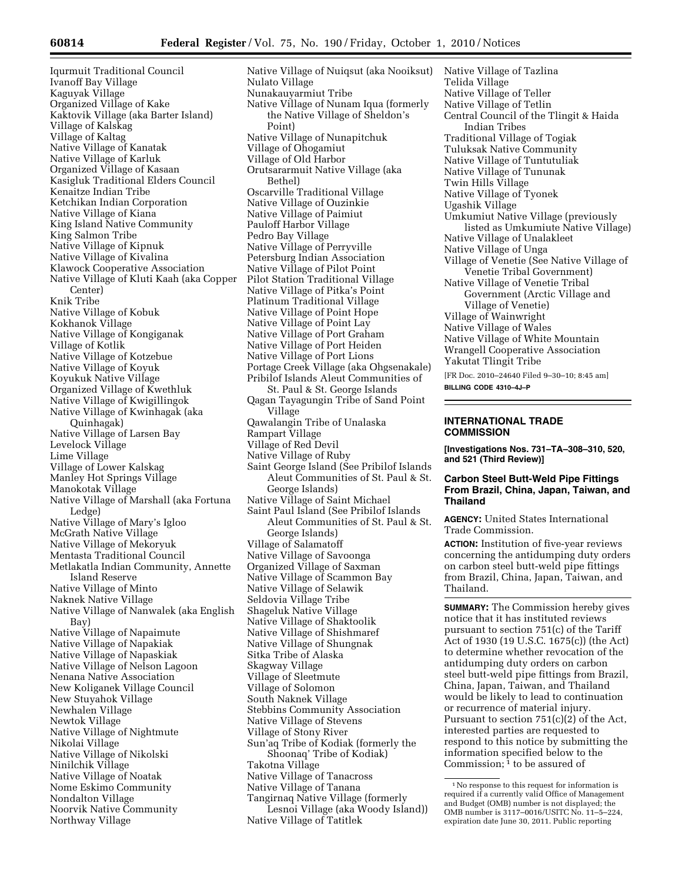Iqurmuit Traditional Council
Ivanoff Bay Village
Kaguyak Village
Organized Village of Kake
Kaktovik Village (aka Barter Island)
Village of Kalskag
Village of Kaltag
Native Village of Kanatak
Native Village of Karluk
Organized Village of Kasaan
Kasigluk Traditional Elders Council
Kenaitze Indian Tribe
Ketchikan Indian Corporation
Native Village of Kiana
King Island Native Community
King Salmon Tribe
Native Village of Kipnuk
Native Village of Kivalina
Klawock Cooperative Association
Native Village of Kluti Kaah (aka Copper Center)
Knik Tribe
Native Village of Kobuk
Kokhanok Village
Native Village of Kongiganak
Village of Kotlik
Native Village of Kotzebue
Native Village of Koyuk
Koyukuk Native Village
Organized Village of Kwethluk
Native Village of Kwigillingok
Native Village of Kwinhagak (aka Quinhagak)
Native Village of Larsen Bay
Levelock Village
Lime Village
Village of Lower Kalskag
Manley Hot Springs Village
Manokotak Village
Native Village of Marshall (aka Fortuna Ledge)
Native Village of Mary's Igloo
McGrath Native Village
Native Village of Mekoryuk
Mentasta Traditional Council
Metlakatla Indian Community, Annette Island Reserve
Native Village of Minto
Naknek Native Village
Native Village of Nanwalek (aka English Bay)
Native Village of Napaimute
Native Village of Napakiak
Native Village of Napaskiak
Native Village of Nelson Lagoon
Nenana Native Association
New Koliganek Village Council
New Stuyahok Village
Newhalen Village
Newtok Village
Native Village of Nightmute
Nikolai Village
Native Village of Nikolski
Ninilchik Village
Native Village of Noatak
Nome Eskimo Community
Nondalton Village
Noorvik Native Community
Northway Village
Native Village of Nuiqsut (aka Nooiksut)
Nulato Village
Nunakauyarmiut Tribe
Native Village of Nunam Iqua (formerly the Native Village of Sheldon's Point)
Native Village of Nunapitchuk
Village of Ohogamiut
Village of Old Harbor
Orutsararmuit Native Village (aka Bethel)
Oscarville Traditional Village
Native Village of Ouzinkie
Native Village of Paimiut
Pauloff Harbor Village
Pedro Bay Village
Native Village of Perryville
Petersburg Indian Association
Native Village of Pilot Point
Pilot Station Traditional Village
Native Village of Pitka's Point
Platinum Traditional Village
Native Village of Point Hope
Native Village of Point Lay
Native Village of Port Graham
Native Village of Port Heiden
Native Village of Port Lions
Portage Creek Village (aka Ohgsenakale)
Pribilof Islands Aleut Communities of St. Paul & St. George Islands
Qagan Tayagungin Tribe of Sand Point Village
Qawalangin Tribe of Unalaska
Rampart Village
Village of Red Devil
Native Village of Ruby
Saint George Island (See Pribilof Islands Aleut Communities of St. Paul & St. George Islands)
Native Village of Saint Michael
Saint Paul Island (See Pribilof Islands Aleut Communities of St. Paul & St. George Islands)
Village of Salamatoff
Native Village of Savoonga
Organized Village of Saxman
Native Village of Scammon Bay
Native Village of Selawik
Seldovia Village Tribe
Shageluk Native Village
Native Village of Shaktoolik
Native Village of Shishmaref
Native Village of Shungnak
Sitka Tribe of Alaska
Skagway Village
Village of Sleetmute
Village of Solomon
South Naknek Village
Stebbins Community Association
Native Village of Stevens
Village of Stony River
Sun'aq Tribe of Kodiak (formerly the Shoonaq' Tribe of Kodiak)
Takotna Village
Native Village of Tanacross
Native Village of Tanana
Tangirnaq Native Village (formerly Lesnoi Village (aka Woody Island))
Native Village of Tatitlek
Native Village of Tazlina
Telida Village
Native Village of Teller
Native Village of Tetlin
Central Council of the Tlingit & Haida Indian Tribes
Traditional Village of Togiak
Tuluksak Native Community
Native Village of Tuntutuliak
Native Village of Tununak
Twin Hills Village
Native Village of Tyonek
Ugashik Village
Umkumiut Native Village (previously listed as Umkumiute Native Village)
Native Village of Unalakleet
Native Village of Unga
Village of Venetie (See Native Village of Venetie Tribal Government)
Native Village of Venetie Tribal Government (Arctic Village and Village of Venetie)
Village of Wainwright
Native Village of Wales
Native Village of White Mountain
Wrangell Cooperative Association
Yakutat Tlingit Tribe

[FR Doc. 2010–24640 Filed 9–30–10; 8:45 am]

**BILLING CODE 4310–4J–P**

---

## INTERNATIONAL TRADE COMMISSION

**[Investigations Nos. 731–TA–308–310, 520, and 521 (Third Review)]**

### Carbon Steel Butt-Weld Pipe Fittings From Brazil, China, Japan, Taiwan, and Thailand

**AGENCY:** United States International Trade Commission.

**ACTION:** Institution of five-year reviews concerning the antidumping duty orders on carbon steel butt-weld pipe fittings from Brazil, China, Japan, Taiwan, and Thailand.

**SUMMARY:** The Commission hereby gives notice that it has instituted reviews pursuant to section 751(c) of the Tariff Act of 1930 (19 U.S.C. 1675(c)) (the Act) to determine whether revocation of the antidumping duty orders on carbon steel butt-weld pipe fittings from Brazil, China, Japan, Taiwan, and Thailand would be likely to lead to continuation or recurrence of material injury. Pursuant to section 751(c)(2) of the Act, interested parties are requested to respond to this notice by submitting the information specified below to the Commission;[1] to be assured of

[1] No response to this request for information is required if a currently valid Office of Management and Budget (OMB) number is not displayed; the OMB number is 3117–0016/USITC No. 11–5–224, expiration date June 30, 2011. Public reporting